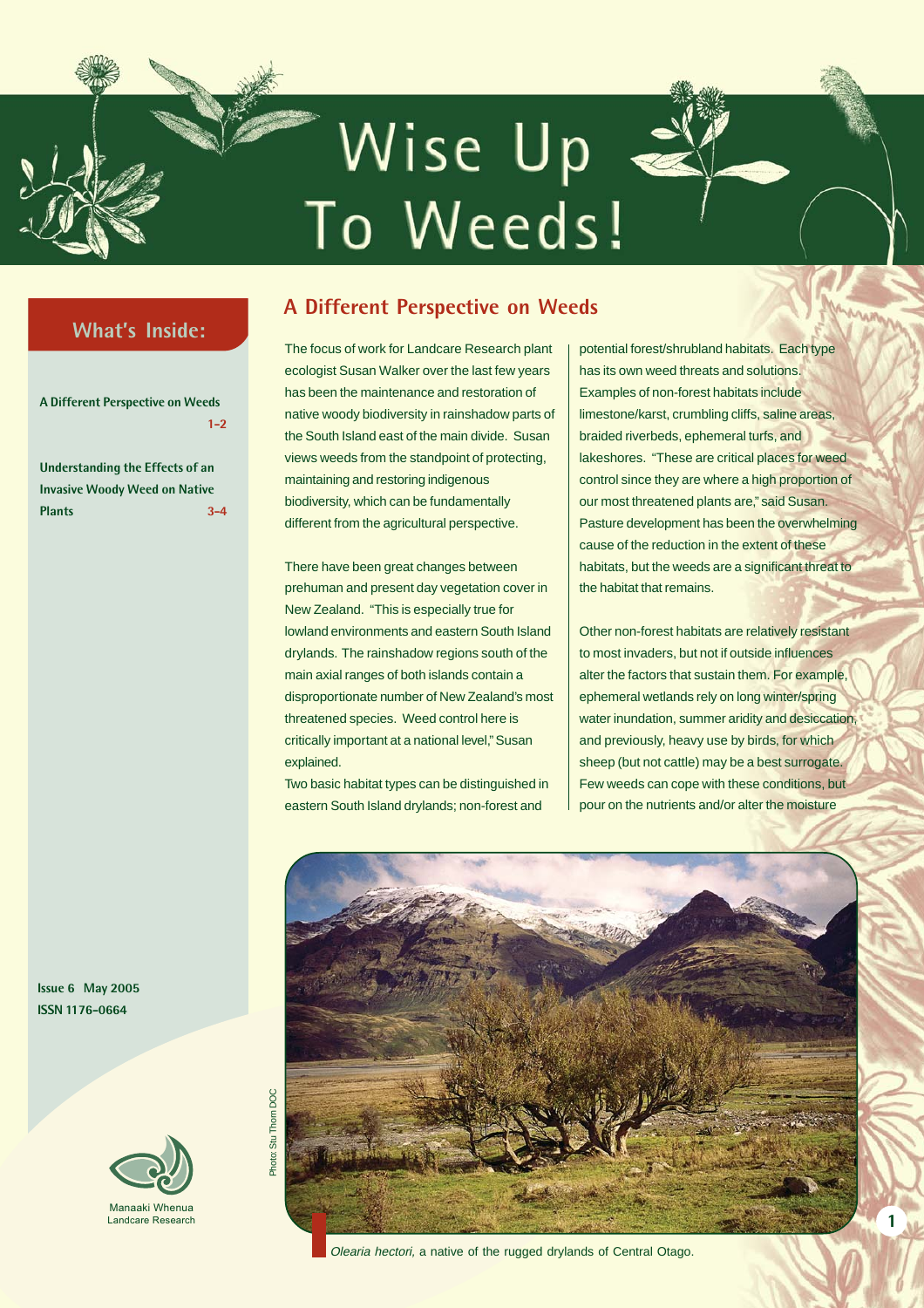# Wise Up To Weeds!

## What's Inside:

**A Different Perspective on Weeds** 1–2

**Understanding the Effects of an Invasive Woody Weed on Native Plants** 3–4

**Issue 6 May 2005**
**ISSN 1176-0664**

Manaaki Whenua
Landcare Research

## A Different Perspective on Weeds

The focus of work for Landcare Research plant ecologist Susan Walker over the last few years has been the maintenance and restoration of native woody biodiversity in rainshadow parts of the South Island east of the main divide. Susan views weeds from the standpoint of protecting, maintaining and restoring indigenous biodiversity, which can be fundamentally different from the agricultural perspective.

There have been great changes between prehuman and present day vegetation cover in New Zealand. "This is especially true for lowland environments and eastern South Island drylands. The rainshadow regions south of the main axial ranges of both islands contain a disproportionate number of New Zealand's most threatened species. Weed control here is critically important at a national level," Susan explained.

Two basic habitat types can be distinguished in eastern South Island drylands; non-forest and potential forest/shrubland habitats. Each type has its own weed threats and solutions. Examples of non-forest habitats include limestone/karst, crumbling cliffs, saline areas, braided riverbeds, ephemeral turfs, and lakeshores. "These are critical places for weed control since they are where a high proportion of our most threatened plants are," said Susan. Pasture development has been the overwhelming cause of the reduction in the extent of these habitats, but the weeds are a significant threat to the habitat that remains.

Other non-forest habitats are relatively resistant to most invaders, but not if outside influences alter the factors that sustain them. For example, ephemeral wetlands rely on long winter/spring water inundation, summer aridity and desiccation, and previously, heavy use by birds, for which sheep (but not cattle) may be a best surrogate. Few weeds can cope with these conditions, but pour on the nutrients and/or alter the moisture

Photo: Stu Thorn DOC

*Olearia hectori*, a native of the rugged drylands of Central Otago.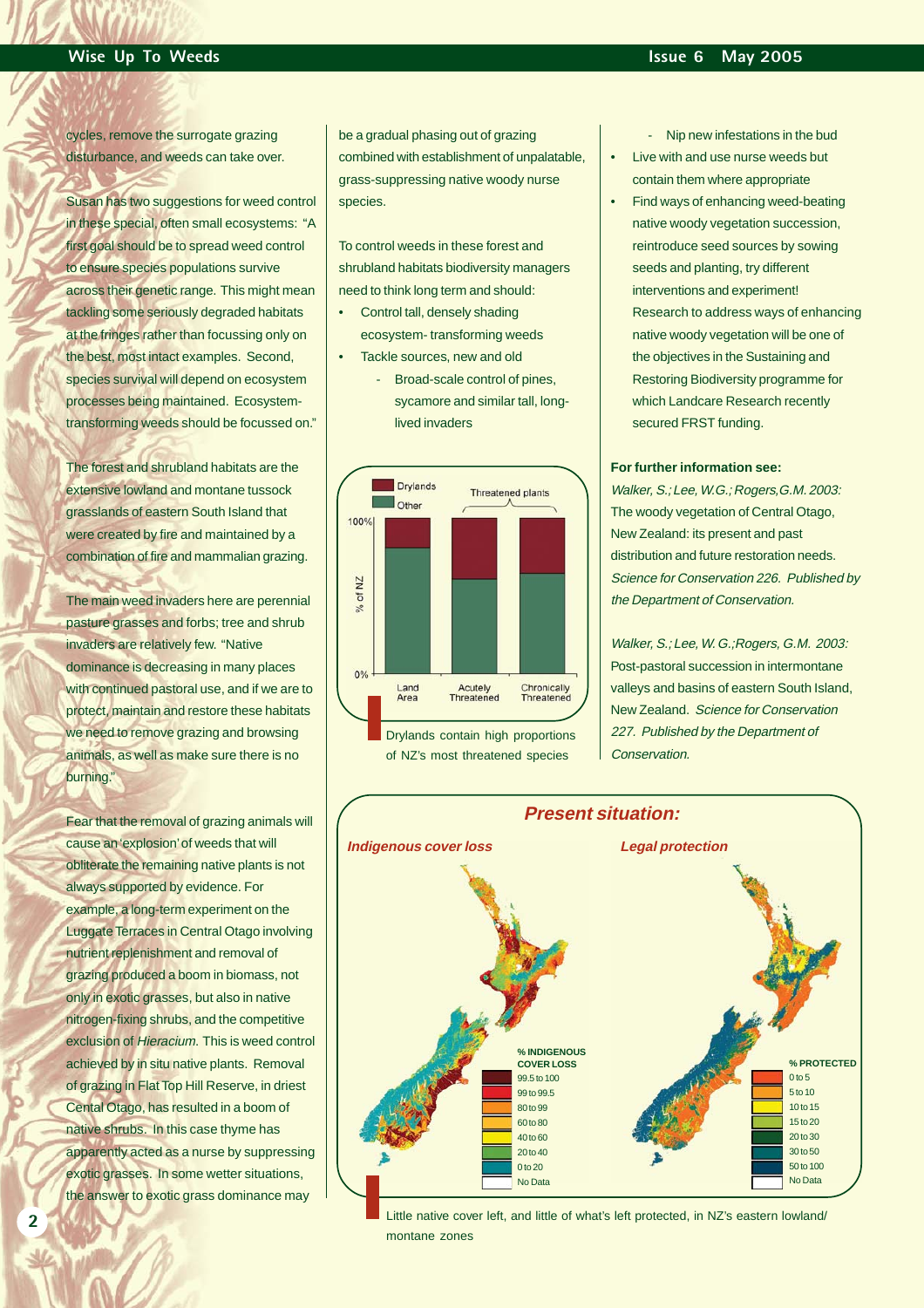cycles, remove the surrogate grazing disturbance, and weeds can take over.

Susan has two suggestions for weed control in these special, often small ecosystems: "A first goal should be to spread weed control to ensure species populations survive across their genetic range. This might mean tackling some seriously degraded habitats at the fringes rather than focussing only on the best, most intact examples. Second, species survival will depend on ecosystem processes being maintained. Ecosystem-transforming weeds should be focussed on."

The forest and shrubland habitats are the extensive lowland and montane tussock grasslands of eastern South Island that were created by fire and maintained by a combination of fire and mammalian grazing.

The main weed invaders here are perennial pasture grasses and forbs; tree and shrub invaders are relatively few. "Native dominance is decreasing in many places with continued pastoral use, and if we are to protect, maintain and restore these habitats we need to remove grazing and browsing animals, as well as make sure there is no burning."

Fear that the removal of grazing animals will cause an 'explosion' of weeds that will obliterate the remaining native plants is not always supported by evidence. For example, a long-term experiment on the Luggate Terraces in Central Otago involving nutrient replenishment and removal of grazing produced a boom in biomass, not only in exotic grasses, but also in native nitrogen-fixing shrubs, and the competitive exclusion of *Hieracium*. This is weed control achieved by in situ native plants. Removal of grazing in Flat Top Hill Reserve, in driest Cental Otago, has resulted in a boom of native shrubs. In this case thyme has apparently acted as a nurse by suppressing exotic grasses. In some wetter situations, the answer to exotic grass dominance may be a gradual phasing out of grazing combined with establishment of unpalatable, grass-suppressing native woody nurse species.

To control weeds in these forest and shrubland habitats biodiversity managers need to think long term and should:

- Control tall, densely shading ecosystem- transforming weeds
- Tackle sources, new and old
  - Broad-scale control of pines, sycamore and similar tall, long-lived invaders
  - Nip new infestations in the bud
- Live with and use nurse weeds but contain them where appropriate
- Find ways of enhancing weed-beating native woody vegetation succession, reintroduce seed sources by sowing seeds and planting, try different interventions and experiment! Research to address ways of enhancing native woody vegetation will be one of the objectives in the Sustaining and Restoring Biodiversity programme for which Landcare Research recently secured FRST funding.

Drylands contain high proportions of NZ's most threatened species

**For further information see:**

*Walker, S.; Lee, W.G.; Rogers,G.M. 2003:* The woody vegetation of Central Otago, New Zealand: its present and past distribution and future restoration needs. *Science for Conservation 226. Published by the Department of Conservation.*

*Walker, S.; Lee, W. G.;Rogers, G.M. 2003:* Post-pastoral succession in intermontane valleys and basins of eastern South Island, New Zealand. *Science for Conservation 227. Published by the Department of Conservation.*

Little native cover left, and little of what's left protected, in NZ's eastern lowland/ montane zones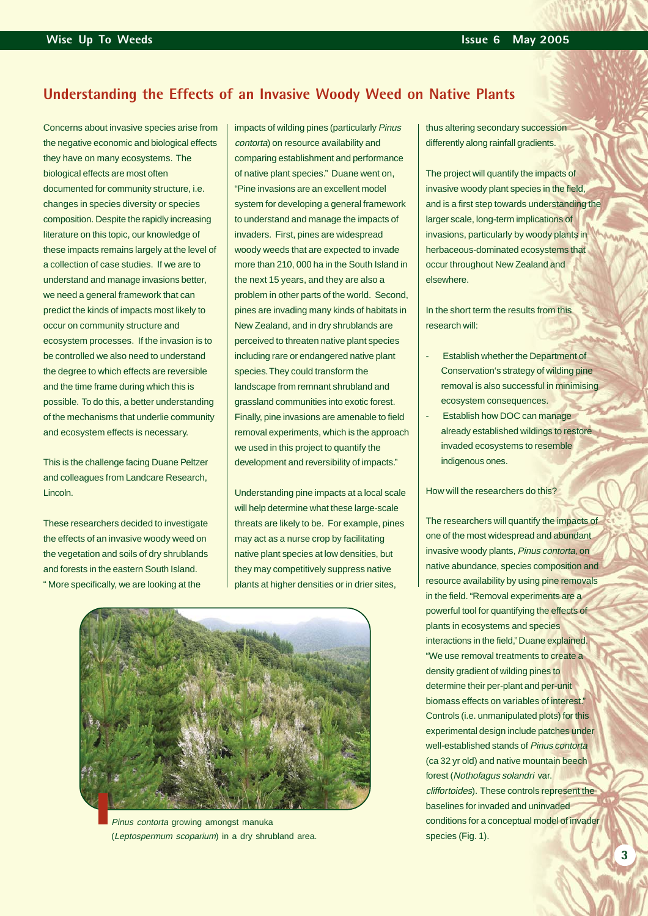## Understanding the Effects of an Invasive Woody Weed on Native Plants

Concerns about invasive species arise from the negative economic and biological effects they have on many ecosystems. The biological effects are most often documented for community structure, i.e. changes in species diversity or species composition. Despite the rapidly increasing literature on this topic, our knowledge of these impacts remains largely at the level of a collection of case studies. If we are to understand and manage invasions better, we need a general framework that can predict the kinds of impacts most likely to occur on community structure and ecosystem processes. If the invasion is to be controlled we also need to understand the degree to which effects are reversible and the time frame during which this is possible. To do this, a better understanding of the mechanisms that underlie community and ecosystem effects is necessary.

This is the challenge facing Duane Peltzer and colleagues from Landcare Research, Lincoln.

These researchers decided to investigate the effects of an invasive woody weed on the vegetation and soils of dry shrublands and forests in the eastern South Island. " More specifically, we are looking at the impacts of wilding pines (particularly *Pinus contorta*) on resource availability and comparing establishment and performance of native plant species." Duane went on, "Pine invasions are an excellent model system for developing a general framework to understand and manage the impacts of invaders. First, pines are widespread woody weeds that are expected to invade more than 210, 000 ha in the South Island in the next 15 years, and they are also a problem in other parts of the world. Second, pines are invading many kinds of habitats in New Zealand, and in dry shrublands are perceived to threaten native plant species including rare or endangered native plant species. They could transform the landscape from remnant shrubland and grassland communities into exotic forest. Finally, pine invasions are amenable to field removal experiments, which is the approach we used in this project to quantify the development and reversibility of impacts."

Understanding pine impacts at a local scale will help determine what these large-scale threats are likely to be. For example, pines may act as a nurse crop by facilitating native plant species at low densities, but they may competitively suppress native plants at higher densities or in drier sites, thus altering secondary succession differently along rainfall gradients.

*Pinus contorta* growing amongst manuka (*Leptospermum scoparium*) in a dry shrubland area.

The project will quantify the impacts of invasive woody plant species in the field, and is a first step towards understanding the larger scale, long-term implications of invasions, particularly by woody plants in herbaceous-dominated ecosystems that occur throughout New Zealand and elsewhere.

In the short term the results from this research will:

- Establish whether the Department of Conservation's strategy of wilding pine removal is also successful in minimising ecosystem consequences.
- Establish how DOC can manage already established wildings to restore invaded ecosystems to resemble indigenous ones.

How will the researchers do this?

The researchers will quantify the impacts of one of the most widespread and abundant invasive woody plants, *Pinus contorta,* on native abundance, species composition and resource availability by using pine removals in the field. "Removal experiments are a powerful tool for quantifying the effects of plants in ecosystems and species interactions in the field," Duane explained. "We use removal treatments to create a density gradient of wilding pines to determine their per-plant and per-unit biomass effects on variables of interest." Controls (i.e. unmanipulated plots) for this experimental design include patches under well-established stands of *Pinus contorta* (ca 32 yr old) and native mountain beech forest (*Nothofagus solandri* var. *cliffortoides*). These controls represent the baselines for invaded and uninvaded conditions for a conceptual model of invader species (Fig. 1).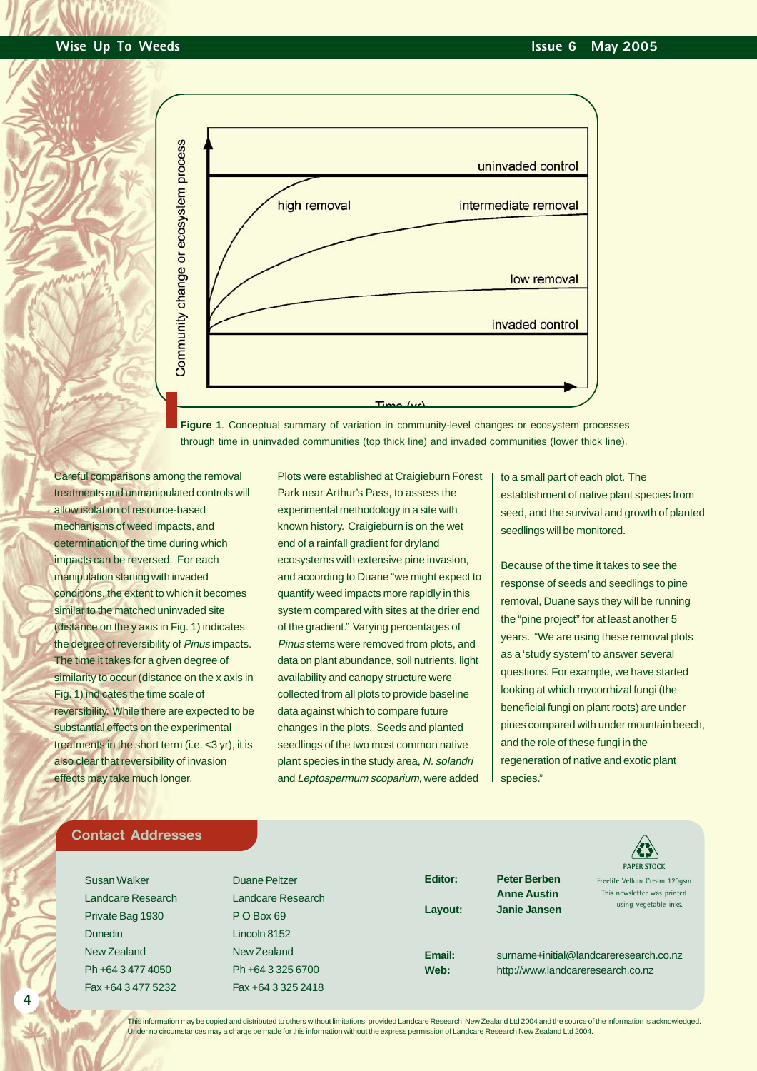Community change or ecosystem process

uninvaded control

high removal

intermediate removal

low removal

invaded control

Time (yr)

**Figure 1**. Conceptual summary of variation in community-level changes or ecosystem processes through time in uninvaded communities (top thick line) and invaded communities (lower thick line).

Careful comparisons among the removal treatments and unmanipulated controls will allow isolation of resource-based mechanisms of weed impacts, and determination of the time during which impacts can be reversed. For each manipulation starting with invaded conditions, the extent to which it becomes similar to the matched uninvaded site (distance on the y axis in Fig. 1) indicates the degree of reversibility of *Pinus* impacts. The time it takes for a given degree of similarity to occur (distance on the x axis in Fig. 1) indicates the time scale of reversibility. While there are expected to be substantial effects on the experimental treatments in the short term (i.e. <3 yr), it is also clear that reversibility of invasion effects may take much longer.

Plots were established at Craigieburn Forest Park near Arthur's Pass, to assess the experimental methodology in a site with known history. Craigieburn is on the wet end of a rainfall gradient for dryland ecosystems with extensive pine invasion, and according to Duane "we might expect to quantify weed impacts more rapidly in this system compared with sites at the drier end of the gradient." Varying percentages of *Pinus* stems were removed from plots, and data on plant abundance, soil nutrients, light availability and canopy structure were collected from all plots to provide baseline data against which to compare future changes in the plots. Seeds and planted seedlings of the two most common native plant species in the study area, *N. solandri* and *Leptospermum scoparium,* were added to a small part of each plot. The establishment of native plant species from seed, and the survival and growth of planted seedlings will be monitored.

Because of the time it takes to see the response of seeds and seedlings to pine removal, Duane says they will be running the "pine project" for at least another 5 years. "We are using these removal plots as a 'study system' to answer several questions. For example, we have started looking at which mycorrhizal fungi (the beneficial fungi on plant roots) are under pines compared with under mountain beech, and the role of these fungi in the regeneration of native and exotic plant species."

## Contact Addresses

Susan Walker
Landcare Research
Private Bag 1930
Dunedin
New Zealand
Ph +64 3 477 4050
Fax +64 3 477 5232

Duane Peltzer
Landcare Research
P O Box 69
Lincoln 8152
New Zealand
Ph +64 3 325 6700
Fax +64 3 325 2418

**Editor:** **Peter Berben**, **Anne Austin**
**Layout:** **Janie Jansen**

**Email:** surname+initial@landcareresearch.co.nz
**Web:** http://www.landcareresearch.co.nz

PAPER STOCK
Freelife Vellum Cream 120gsm
This newsletter was printed using vegetable inks.

This information may be copied and distributed to others without limitations, provided Landcare Research New Zealand Ltd 2004 and the source of the information is acknowledged. Under no circumstances may a charge be made for this information without the express permission of Landcare Research New Zealand Ltd 2004.